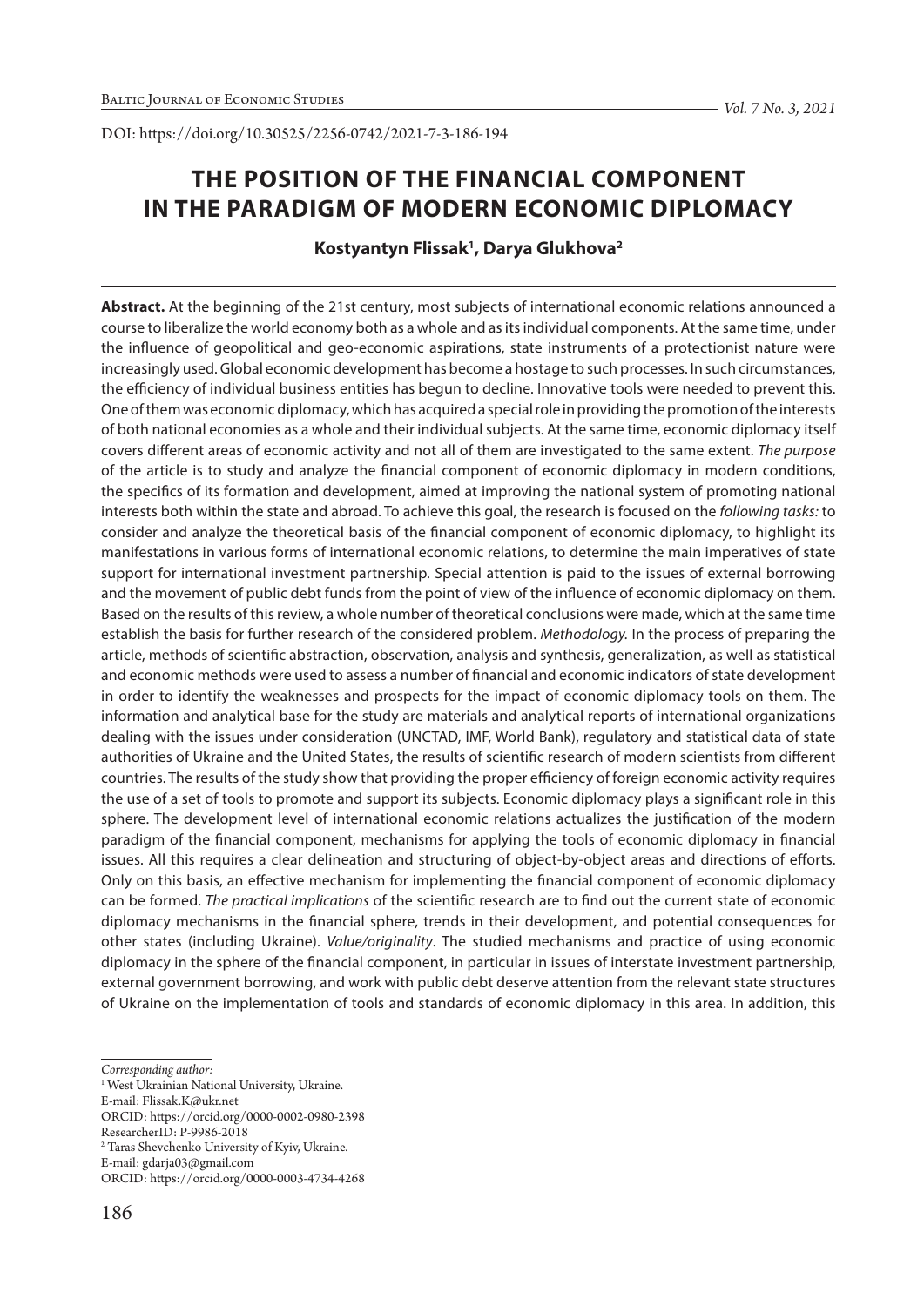DOI: https://doi.org/10.30525/2256-0742/2021-7-3-186-194

# THE POSITION OF THE FINANCIAL COMPONENT IN THE PARADIGM OF MODERN ECONOMIC DIPLOMACY

**Kostyantyn Flissak[1], Darya Glukhova[2]**

**Abstract.** At the beginning of the 21st century, most subjects of international economic relations announced a course to liberalize the world economy both as a whole and as its individual components. At the same time, under the influence of geopolitical and geo-economic aspirations, state instruments of a protectionist nature were increasingly used. Global economic development has become a hostage to such processes. In such circumstances, the efficiency of individual business entities has begun to decline. Innovative tools were needed to prevent this. One of them was economic diplomacy, which has acquired a special role in providing the promotion of the interests of both national economies as a whole and their individual subjects. At the same time, economic diplomacy itself covers different areas of economic activity and not all of them are investigated to the same extent. *The purpose* of the article is to study and analyze the financial component of economic diplomacy in modern conditions, the specifics of its formation and development, aimed at improving the national system of promoting national interests both within the state and abroad. To achieve this goal, the research is focused on the *following tasks:* to consider and analyze the theoretical basis of the financial component of economic diplomacy, to highlight its manifestations in various forms of international economic relations, to determine the main imperatives of state support for international investment partnership. Special attention is paid to the issues of external borrowing and the movement of public debt funds from the point of view of the influence of economic diplomacy on them. Based on the results of this review, a whole number of theoretical conclusions were made, which at the same time establish the basis for further research of the considered problem. *Methodology.* In the process of preparing the article, methods of scientific abstraction, observation, analysis and synthesis, generalization, as well as statistical and economic methods were used to assess a number of financial and economic indicators of state development in order to identify the weaknesses and prospects for the impact of economic diplomacy tools on them. The information and analytical base for the study are materials and analytical reports of international organizations dealing with the issues under consideration (UNCTAD, IMF, World Bank), regulatory and statistical data of state authorities of Ukraine and the United States, the results of scientific research of modern scientists from different countries. The results of the study show that providing the proper efficiency of foreign economic activity requires the use of a set of tools to promote and support its subjects. Economic diplomacy plays a significant role in this sphere. The development level of international economic relations actualizes the justification of the modern paradigm of the financial component, mechanisms for applying the tools of economic diplomacy in financial issues. All this requires a clear delineation and structuring of object-by-object areas and directions of efforts. Only on this basis, an effective mechanism for implementing the financial component of economic diplomacy can be formed. *The practical implications* of the scientific research are to find out the current state of economic diplomacy mechanisms in the financial sphere, trends in their development, and potential consequences for other states (including Ukraine). *Value/originality*. The studied mechanisms and practice of using economic diplomacy in the sphere of the financial component, in particular in issues of interstate investment partnership, external government borrowing, and work with public debt deserve attention from the relevant state structures of Ukraine on the implementation of tools and standards of economic diplomacy in this area. In addition, this

---

*Corresponding author:*

[1] West Ukrainian National University, Ukraine.
E-mail: Flissak.K@ukr.net
ORCID: https://orcid.org/0000-0002-0980-2398
ResearcherID: P-9986-2018

[2] Taras Shevchenko University of Kyiv, Ukraine.
E-mail: gdarja03@gmail.com
ORCID: https://orcid.org/0000-0003-4734-4268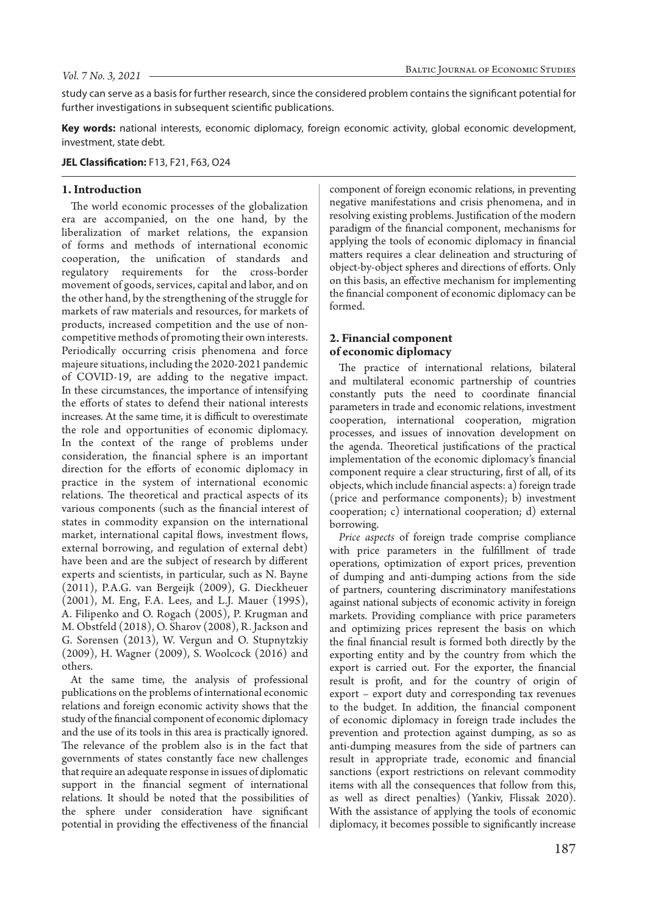study can serve as a basis for further research, since the considered problem contains the significant potential for further investigations in subsequent scientific publications.

**Key words:** national interests, economic diplomacy, foreign economic activity, global economic development, investment, state debt.

**JEL Classification:** F13, F21, F63, O24

## 1. Introduction

The world economic processes of the globalization era are accompanied, on the one hand, by the liberalization of market relations, the expansion of forms and methods of international economic cooperation, the unification of standards and regulatory requirements for the cross-border movement of goods, services, capital and labor, and on the other hand, by the strengthening of the struggle for markets of raw materials and resources, for markets of products, increased competition and the use of non-competitive methods of promoting their own interests. Periodically occurring crisis phenomena and force majeure situations, including the 2020-2021 pandemic of COVID-19, are adding to the negative impact. In these circumstances, the importance of intensifying the efforts of states to defend their national interests increases. At the same time, it is difficult to overestimate the role and opportunities of economic diplomacy. In the context of the range of problems under consideration, the financial sphere is an important direction for the efforts of economic diplomacy in practice in the system of international economic relations. The theoretical and practical aspects of its various components (such as the financial interest of states in commodity expansion on the international market, international capital flows, investment flows, external borrowing, and regulation of external debt) have been and are the subject of research by different experts and scientists, in particular, such as N. Bayne (2011), P.A.G. van Bergeijk (2009), G. Dieckheuer (2001), M. Eng, F.A. Lees, and L.J. Mauer (1995), A. Filipenko and O. Rogach (2005), P. Krugman and M. Obstfeld (2018), O. Sharov (2008), R. Jackson and G. Sorensen (2013), W. Vergun and O. Stupnytzkiy (2009), H. Wagner (2009), S. Woolcock (2016) and others.

At the same time, the analysis of professional publications on the problems of international economic relations and foreign economic activity shows that the study of the financial component of economic diplomacy and the use of its tools in this area is practically ignored. The relevance of the problem also is in the fact that governments of states constantly face new challenges that require an adequate response in issues of diplomatic support in the financial segment of international relations. It should be noted that the possibilities of the sphere under consideration have significant potential in providing the effectiveness of the financial component of foreign economic relations, in preventing negative manifestations and crisis phenomena, and in resolving existing problems. Justification of the modern paradigm of the financial component, mechanisms for applying the tools of economic diplomacy in financial matters requires a clear delineation and structuring of object-by-object spheres and directions of efforts. Only on this basis, an effective mechanism for implementing the financial component of economic diplomacy can be formed.

## 2. Financial component of economic diplomacy

The practice of international relations, bilateral and multilateral economic partnership of countries constantly puts the need to coordinate financial parameters in trade and economic relations, investment cooperation, international cooperation, migration processes, and issues of innovation development on the agenda. Theoretical justifications of the practical implementation of the economic diplomacy's financial component require a clear structuring, first of all, of its objects, which include financial aspects: a) foreign trade (price and performance components); b) investment cooperation; c) international cooperation; d) external borrowing.

*Price aspects* of foreign trade comprise compliance with price parameters in the fulfillment of trade operations, optimization of export prices, prevention of dumping and anti-dumping actions from the side of partners, countering discriminatory manifestations against national subjects of economic activity in foreign markets. Providing compliance with price parameters and optimizing prices represent the basis on which the final financial result is formed both directly by the exporting entity and by the country from which the export is carried out. For the exporter, the financial result is profit, and for the country of origin of export – export duty and corresponding tax revenues to the budget. In addition, the financial component of economic diplomacy in foreign trade includes the prevention and protection against dumping, as so as anti-dumping measures from the side of partners can result in appropriate trade, economic and financial sanctions (export restrictions on relevant commodity items with all the consequences that follow from this, as well as direct penalties) (Yankiv, Flissak 2020). With the assistance of applying the tools of economic diplomacy, it becomes possible to significantly increase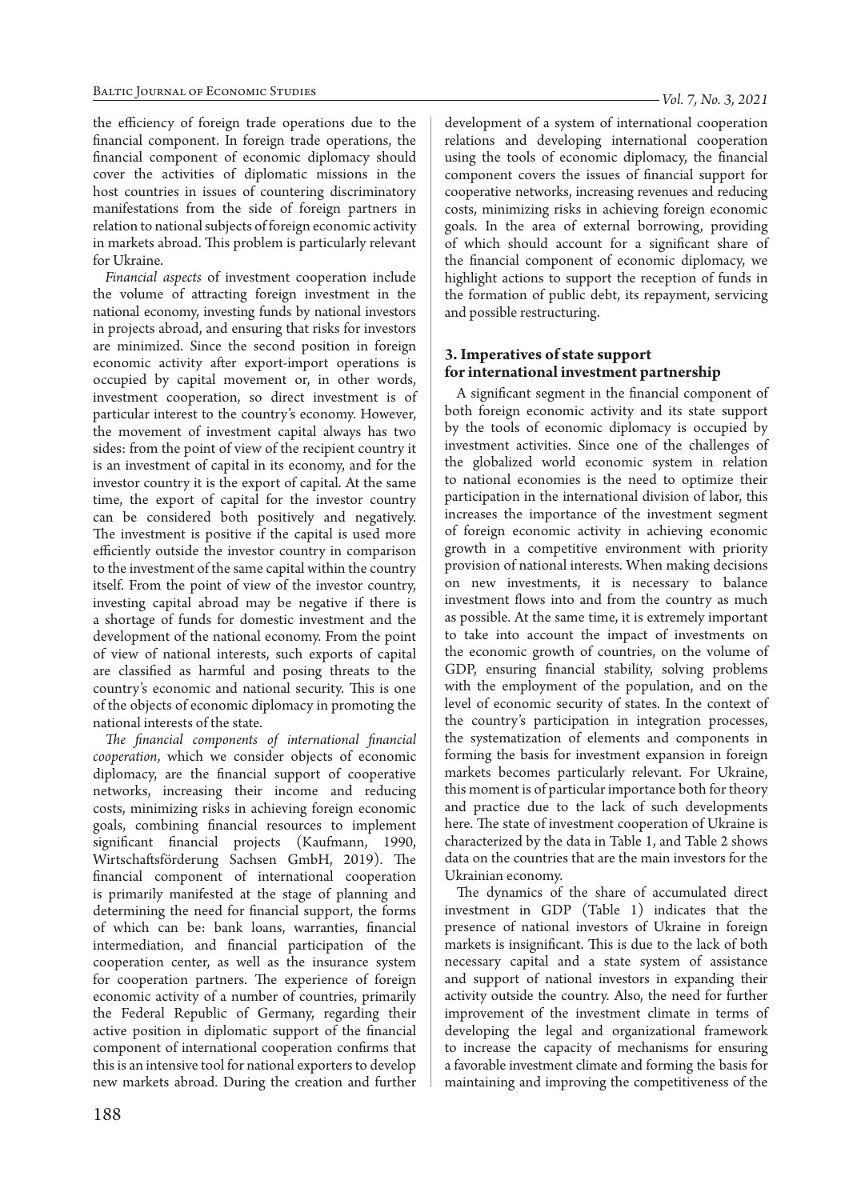the efficiency of foreign trade operations due to the financial component. In foreign trade operations, the financial component of economic diplomacy should cover the activities of diplomatic missions in the host countries in issues of countering discriminatory manifestations from the side of foreign partners in relation to national subjects of foreign economic activity in markets abroad. This problem is particularly relevant for Ukraine.

*Financial aspects* of investment cooperation include the volume of attracting foreign investment in the national economy, investing funds by national investors in projects abroad, and ensuring that risks for investors are minimized. Since the second position in foreign economic activity after export-import operations is occupied by capital movement or, in other words, investment cooperation, so direct investment is of particular interest to the country's economy. However, the movement of investment capital always has two sides: from the point of view of the recipient country it is an investment of capital in its economy, and for the investor country it is the export of capital. At the same time, the export of capital for the investor country can be considered both positively and negatively. The investment is positive if the capital is used more efficiently outside the investor country in comparison to the investment of the same capital within the country itself. From the point of view of the investor country, investing capital abroad may be negative if there is a shortage of funds for domestic investment and the development of the national economy. From the point of view of national interests, such exports of capital are classified as harmful and posing threats to the country's economic and national security. This is one of the objects of economic diplomacy in promoting the national interests of the state.

*The financial components of international financial cooperation*, which we consider objects of economic diplomacy, are the financial support of cooperative networks, increasing their income and reducing costs, minimizing risks in achieving foreign economic goals, combining financial resources to implement significant financial projects (Kaufmann, 1990, Wirtschaftsförderung Sachsen GmbH, 2019). The financial component of international cooperation is primarily manifested at the stage of planning and determining the need for financial support, the forms of which can be: bank loans, warranties, financial intermediation, and financial participation of the cooperation center, as well as the insurance system for cooperation partners. The experience of foreign economic activity of a number of countries, primarily the Federal Republic of Germany, regarding their active position in diplomatic support of the financial component of international cooperation confirms that this is an intensive tool for national exporters to develop new markets abroad. During the creation and further development of a system of international cooperation relations and developing international cooperation using the tools of economic diplomacy, the financial component covers the issues of financial support for cooperative networks, increasing revenues and reducing costs, minimizing risks in achieving foreign economic goals. In the area of external borrowing, providing of which should account for a significant share of the financial component of economic diplomacy, we highlight actions to support the reception of funds in the formation of public debt, its repayment, servicing and possible restructuring.

## 3. Imperatives of state support for international investment partnership

A significant segment in the financial component of both foreign economic activity and its state support by the tools of economic diplomacy is occupied by investment activities. Since one of the challenges of the globalized world economic system in relation to national economies is the need to optimize their participation in the international division of labor, this increases the importance of the investment segment of foreign economic activity in achieving economic growth in a competitive environment with priority provision of national interests. When making decisions on new investments, it is necessary to balance investment flows into and from the country as much as possible. At the same time, it is extremely important to take into account the impact of investments on the economic growth of countries, on the volume of GDP, ensuring financial stability, solving problems with the employment of the population, and on the level of economic security of states. In the context of the country's participation in integration processes, the systematization of elements and components in forming the basis for investment expansion in foreign markets becomes particularly relevant. For Ukraine, this moment is of particular importance both for theory and practice due to the lack of such developments here. The state of investment cooperation of Ukraine is characterized by the data in Table 1, and Table 2 shows data on the countries that are the main investors for the Ukrainian economy.

The dynamics of the share of accumulated direct investment in GDP (Table 1) indicates that the presence of national investors of Ukraine in foreign markets is insignificant. This is due to the lack of both necessary capital and a state system of assistance and support of national investors in expanding their activity outside the country. Also, the need for further improvement of the investment climate in terms of developing the legal and organizational framework to increase the capacity of mechanisms for ensuring a favorable investment climate and forming the basis for maintaining and improving the competitiveness of the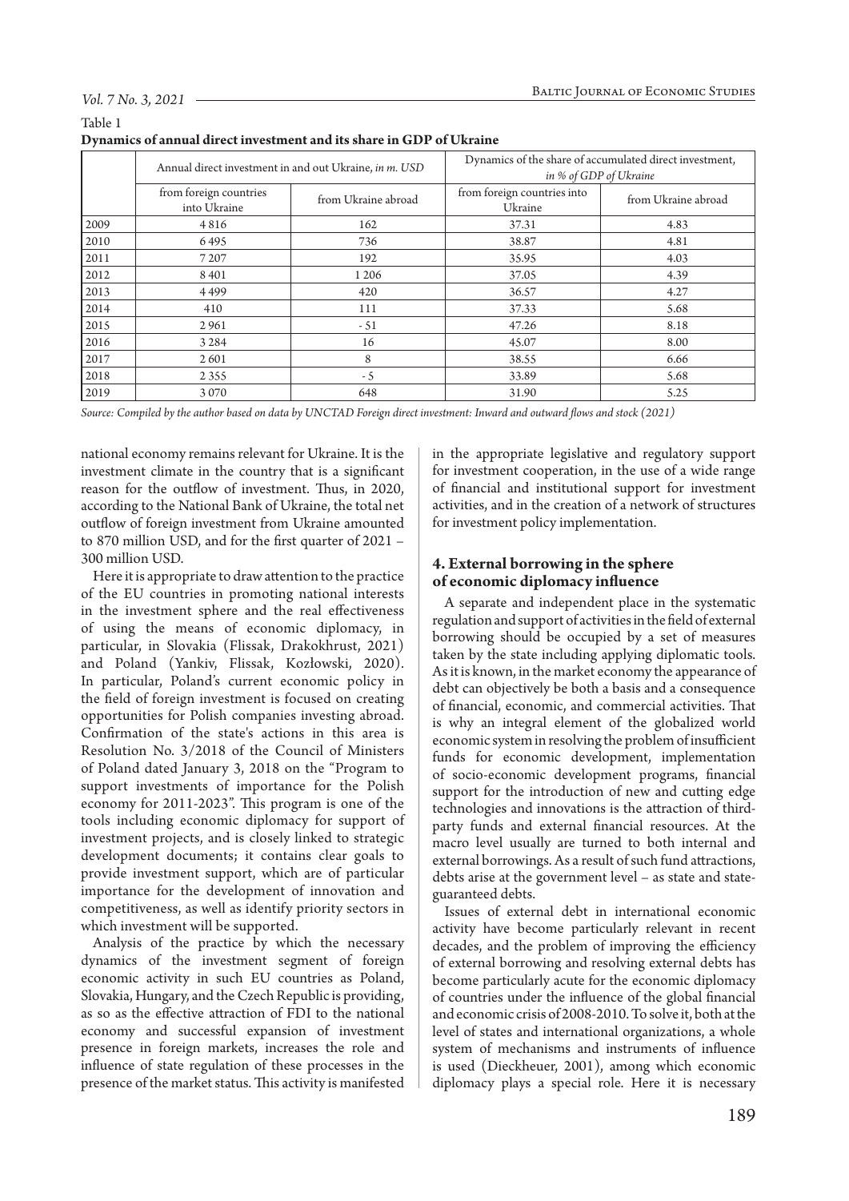Table 1
**Dynamics of annual direct investment and its share in GDP of Ukraine**

| | Annual direct investment in and out Ukraine, *in m. USD* | | Dynamics of the share of accumulated direct investment, *in % of GDP of Ukraine* | |
|---|---|---|---|---|
| | from foreign countries into Ukraine | from Ukraine abroad | from foreign countries into Ukraine | from Ukraine abroad |
| 2009 | 4 816 | 162 | 37.31 | 4.83 |
| 2010 | 6 495 | 736 | 38.87 | 4.81 |
| 2011 | 7 207 | 192 | 35.95 | 4.03 |
| 2012 | 8 401 | 1 206 | 37.05 | 4.39 |
| 2013 | 4 499 | 420 | 36.57 | 4.27 |
| 2014 | 410 | 111 | 37.33 | 5.68 |
| 2015 | 2 961 | - 51 | 47.26 | 8.18 |
| 2016 | 3 284 | 16 | 45.07 | 8.00 |
| 2017 | 2 601 | 8 | 38.55 | 6.66 |
| 2018 | 2 355 | - 5 | 33.89 | 5.68 |
| 2019 | 3 070 | 648 | 31.90 | 5.25 |

*Source: Compiled by the author based on data by UNCTAD Foreign direct investment: Inward and outward flows and stock (2021)*

national economy remains relevant for Ukraine. It is the investment climate in the country that is a significant reason for the outflow of investment. Thus, in 2020, according to the National Bank of Ukraine, the total net outflow of foreign investment from Ukraine amounted to 870 million USD, and for the first quarter of 2021 – 300 million USD.

Here it is appropriate to draw attention to the practice of the EU countries in promoting national interests in the investment sphere and the real effectiveness of using the means of economic diplomacy, in particular, in Slovakia (Flissak, Drakokhrust, 2021) and Poland (Yankiv, Flissak, Kozłowski, 2020). In particular, Poland's current economic policy in the field of foreign investment is focused on creating opportunities for Polish companies investing abroad. Confirmation of the state's actions in this area is Resolution No. 3/2018 of the Council of Ministers of Poland dated January 3, 2018 on the "Program to support investments of importance for the Polish economy for 2011-2023". This program is one of the tools including economic diplomacy for support of investment projects, and is closely linked to strategic development documents; it contains clear goals to provide investment support, which are of particular importance for the development of innovation and competitiveness, as well as identify priority sectors in which investment will be supported.

Analysis of the practice by which the necessary dynamics of the investment segment of foreign economic activity in such EU countries as Poland, Slovakia, Hungary, and the Czech Republic is providing, as so as the effective attraction of FDI to the national economy and successful expansion of investment presence in foreign markets, increases the role and influence of state regulation of these processes in the presence of the market status. This activity is manifested in the appropriate legislative and regulatory support for investment cooperation, in the use of a wide range of financial and institutional support for investment activities, and in the creation of a network of structures for investment policy implementation.

## 4. External borrowing in the sphere of economic diplomacy influence

A separate and independent place in the systematic regulation and support of activities in the field of external borrowing should be occupied by a set of measures taken by the state including applying diplomatic tools. As it is known, in the market economy the appearance of debt can objectively be both a basis and a consequence of financial, economic, and commercial activities. That is why an integral element of the globalized world economic system in resolving the problem of insufficient funds for economic development, implementation of socio-economic development programs, financial support for the introduction of new and cutting edge technologies and innovations is the attraction of third-party funds and external financial resources. At the macro level usually are turned to both internal and external borrowings. As a result of such fund attractions, debts arise at the government level – as state and state-guaranteed debts.

Issues of external debt in international economic activity have become particularly relevant in recent decades, and the problem of improving the efficiency of external borrowing and resolving external debts has become particularly acute for the economic diplomacy of countries under the influence of the global financial and economic crisis of 2008-2010. To solve it, both at the level of states and international organizations, a whole system of mechanisms and instruments of influence is used (Dieckheuer, 2001), among which economic diplomacy plays a special role. Here it is necessary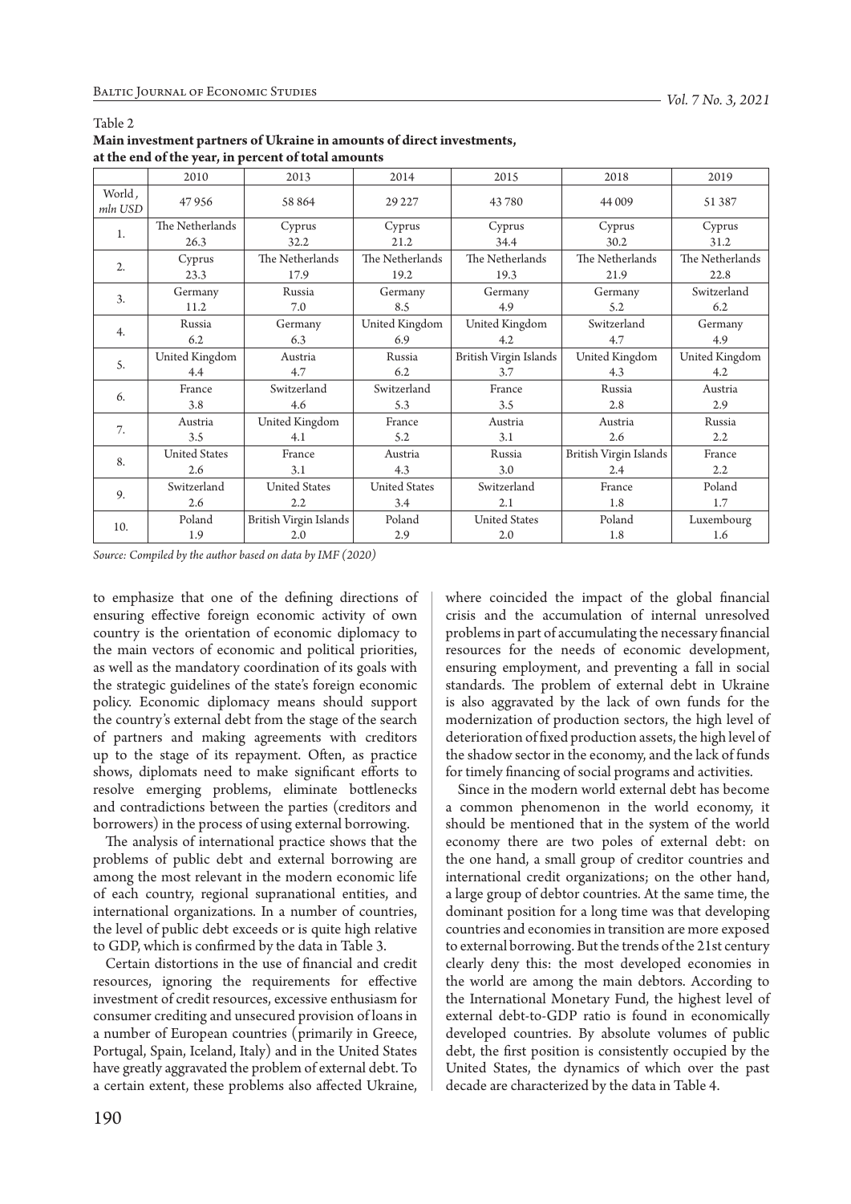Table 2
**Main investment partners of Ukraine in amounts of direct investments, at the end of the year, in percent of total amounts**

| | 2010 | 2013 | 2014 | 2015 | 2018 | 2019 |
|---|---|---|---|---|---|---|
| World, mln USD | 47 956 | 58 864 | 29 227 | 43 780 | 44 009 | 51 387 |
| 1. | The Netherlands 26.3 | Cyprus 32.2 | Cyprus 21.2 | Cyprus 34.4 | Cyprus 30.2 | Cyprus 31.2 |
| 2. | Cyprus 23.3 | The Netherlands 17.9 | The Netherlands 19.2 | The Netherlands 19.3 | The Netherlands 21.9 | The Netherlands 22.8 |
| 3. | Germany 11.2 | Russia 7.0 | Germany 8.5 | Germany 4.9 | Germany 5.2 | Switzerland 6.2 |
| 4. | Russia 6.2 | Germany 6.3 | United Kingdom 6.9 | United Kingdom 4.2 | Switzerland 4.7 | Germany 4.9 |
| 5. | United Kingdom 4.4 | Austria 4.7 | Russia 6.2 | British Virgin Islands 3.7 | United Kingdom 4.3 | United Kingdom 4.2 |
| 6. | France 3.8 | Switzerland 4.6 | Switzerland 5.3 | France 3.5 | Russia 2.8 | Austria 2.9 |
| 7. | Austria 3.5 | United Kingdom 4.1 | France 5.2 | Austria 3.1 | Austria 2.6 | Russia 2.2 |
| 8. | United States 2.6 | France 3.1 | Austria 4.3 | Russia 3.0 | British Virgin Islands 2.4 | France 2.2 |
| 9. | Switzerland 2.6 | United States 2.2 | United States 3.4 | Switzerland 2.1 | France 1.8 | Poland 1.7 |
| 10. | Poland 1.9 | British Virgin Islands 2.0 | Poland 2.9 | United States 2.0 | Poland 1.8 | Luxembourg 1.6 |

*Source: Compiled by the author based on data by IMF (2020)*

to emphasize that one of the defining directions of ensuring effective foreign economic activity of own country is the orientation of economic diplomacy to the main vectors of economic and political priorities, as well as the mandatory coordination of its goals with the strategic guidelines of the state's foreign economic policy. Economic diplomacy means should support the country's external debt from the stage of the search of partners and making agreements with creditors up to the stage of its repayment. Often, as practice shows, diplomats need to make significant efforts to resolve emerging problems, eliminate bottlenecks and contradictions between the parties (creditors and borrowers) in the process of using external borrowing.

The analysis of international practice shows that the problems of public debt and external borrowing are among the most relevant in the modern economic life of each country, regional supranational entities, and international organizations. In a number of countries, the level of public debt exceeds or is quite high relative to GDP, which is confirmed by the data in Table 3.

Certain distortions in the use of financial and credit resources, ignoring the requirements for effective investment of credit resources, excessive enthusiasm for consumer crediting and unsecured provision of loans in a number of European countries (primarily in Greece, Portugal, Spain, Iceland, Italy) and in the United States have greatly aggravated the problem of external debt. To a certain extent, these problems also affected Ukraine, where coincided the impact of the global financial crisis and the accumulation of internal unresolved problems in part of accumulating the necessary financial resources for the needs of economic development, ensuring employment, and preventing a fall in social standards. The problem of external debt in Ukraine is also aggravated by the lack of own funds for the modernization of production sectors, the high level of deterioration of fixed production assets, the high level of the shadow sector in the economy, and the lack of funds for timely financing of social programs and activities.

Since in the modern world external debt has become a common phenomenon in the world economy, it should be mentioned that in the system of the world economy there are two poles of external debt: on the one hand, a small group of creditor countries and international credit organizations; on the other hand, a large group of debtor countries. At the same time, the dominant position for a long time was that developing countries and economies in transition are more exposed to external borrowing. But the trends of the 21st century clearly deny this: the most developed economies in the world are among the main debtors. According to the International Monetary Fund, the highest level of external debt-to-GDP ratio is found in economically developed countries. By absolute volumes of public debt, the first position is consistently occupied by the United States, the dynamics of which over the past decade are characterized by the data in Table 4.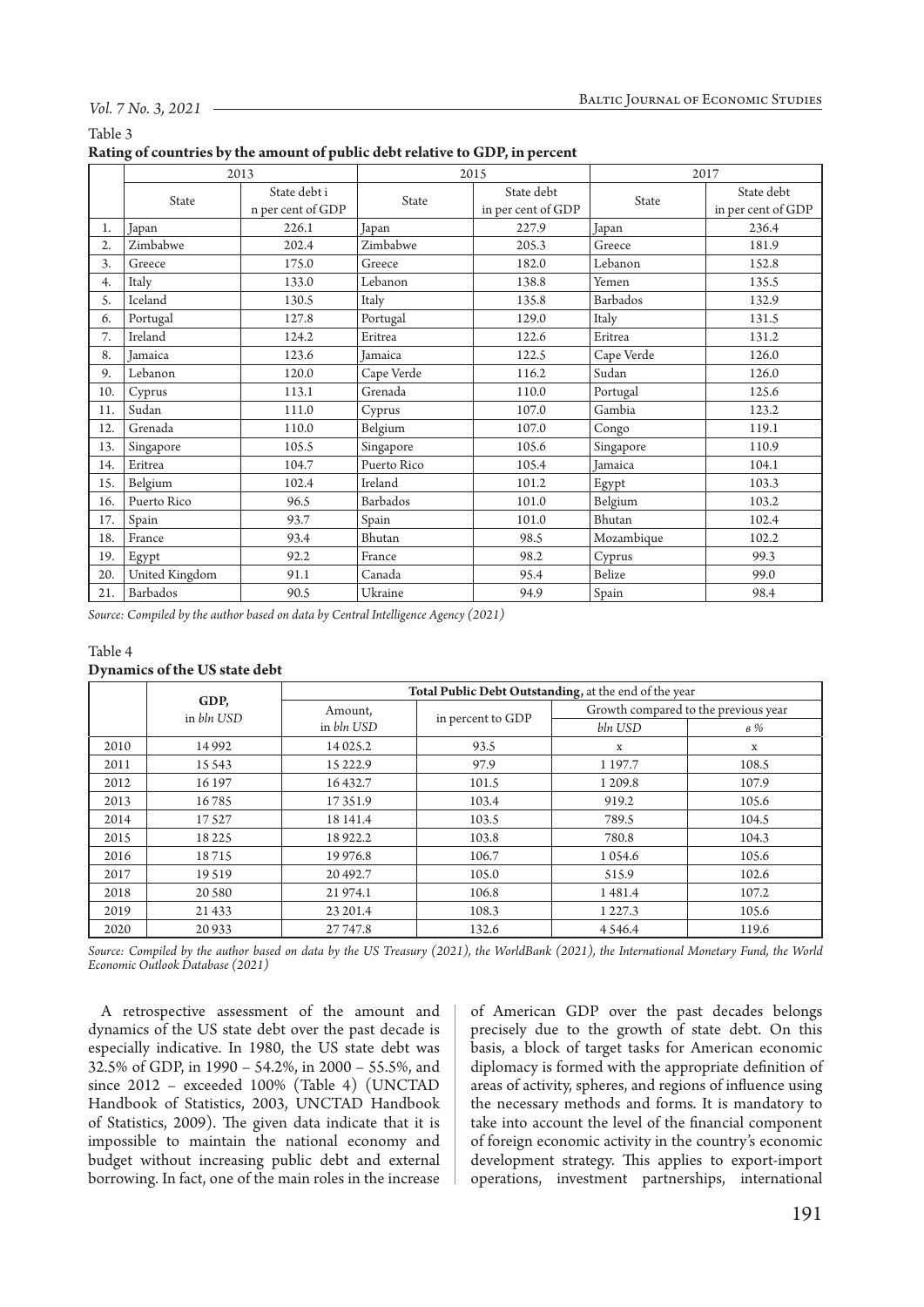Table 3

**Rating of countries by the amount of public debt relative to GDP, in percent**

| | 2013 | | 2015 | | 2017 | |
|---|---|---|---|---|---|---|
| | State | State debt i n per cent of GDP | State | State debt in per cent of GDP | State | State debt in per cent of GDP |
| 1. | Japan | 226.1 | Japan | 227.9 | Japan | 236.4 |
| 2. | Zimbabwe | 202.4 | Zimbabwe | 205.3 | Greece | 181.9 |
| 3. | Greece | 175.0 | Greece | 182.0 | Lebanon | 152.8 |
| 4. | Italy | 133.0 | Lebanon | 138.8 | Yemen | 135.5 |
| 5. | Iceland | 130.5 | Italy | 135.8 | Barbados | 132.9 |
| 6. | Portugal | 127.8 | Portugal | 129.0 | Italy | 131.5 |
| 7. | Ireland | 124.2 | Eritrea | 122.6 | Eritrea | 131.2 |
| 8. | Jamaica | 123.6 | Jamaica | 122.5 | Cape Verde | 126.0 |
| 9. | Lebanon | 120.0 | Cape Verde | 116.2 | Sudan | 126.0 |
| 10. | Cyprus | 113.1 | Grenada | 110.0 | Portugal | 125.6 |
| 11. | Sudan | 111.0 | Cyprus | 107.0 | Gambia | 123.2 |
| 12. | Grenada | 110.0 | Belgium | 107.0 | Congo | 119.1 |
| 13. | Singapore | 105.5 | Singapore | 105.6 | Singapore | 110.9 |
| 14. | Eritrea | 104.7 | Puerto Rico | 105.4 | Jamaica | 104.1 |
| 15. | Belgium | 102.4 | Ireland | 101.2 | Egypt | 103.3 |
| 16. | Puerto Rico | 96.5 | Barbados | 101.0 | Belgium | 103.2 |
| 17. | Spain | 93.7 | Spain | 101.0 | Bhutan | 102.4 |
| 18. | France | 93.4 | Bhutan | 98.5 | Mozambique | 102.2 |
| 19. | Egypt | 92.2 | France | 98.2 | Cyprus | 99.3 |
| 20. | United Kingdom | 91.1 | Canada | 95.4 | Belize | 99.0 |
| 21. | Barbados | 90.5 | Ukraine | 94.9 | Spain | 98.4 |

*Source: Compiled by the author based on data by Central Intelligence Agency (2021)*

Table 4

**Dynamics of the US state debt**

| | GDP, in *bln USD* | **Total Public Debt Outstanding,** at the end of the year | | | |
|---|---|---|---|---|---|
| | | Amount, in *bln USD* | in percent to GDP | Growth compared to the previous year | |
| | | | | *bln USD* | *в %* |
| 2010 | 14992 | 14025.2 | 93.5 | x | x |
| 2011 | 15543 | 15222.9 | 97.9 | 1197.7 | 108.5 |
| 2012 | 16197 | 16432.7 | 101.5 | 1209.8 | 107.9 |
| 2013 | 16785 | 17351.9 | 103.4 | 919.2 | 105.6 |
| 2014 | 17527 | 18141.4 | 103.5 | 789.5 | 104.5 |
| 2015 | 18225 | 18922.2 | 103.8 | 780.8 | 104.3 |
| 2016 | 18715 | 19976.8 | 106.7 | 1054.6 | 105.6 |
| 2017 | 19519 | 20492.7 | 105.0 | 515.9 | 102.6 |
| 2018 | 20580 | 21974.1 | 106.8 | 1481.4 | 107.2 |
| 2019 | 21433 | 23201.4 | 108.3 | 1227.3 | 105.6 |
| 2020 | 20933 | 27747.8 | 132.6 | 4546.4 | 119.6 |

*Source: Compiled by the author based on data by the US Treasury (2021), the WorldBank (2021), the International Monetary Fund, the World Economic Outlook Database (2021)*

A retrospective assessment of the amount and dynamics of the US state debt over the past decade is especially indicative. In 1980, the US state debt was 32.5% of GDP, in 1990 – 54.2%, in 2000 – 55.5%, and since 2012 – exceeded 100% (Table 4) (UNCTAD Handbook of Statistics, 2003, UNCTAD Handbook of Statistics, 2009). The given data indicate that it is impossible to maintain the national economy and budget without increasing public debt and external borrowing. In fact, one of the main roles in the increase of American GDP over the past decades belongs precisely due to the growth of state debt. On this basis, a block of target tasks for American economic diplomacy is formed with the appropriate definition of areas of activity, spheres, and regions of influence using the necessary methods and forms. It is mandatory to take into account the level of the financial component of foreign economic activity in the country's economic development strategy. This applies to export-import operations, investment partnerships, international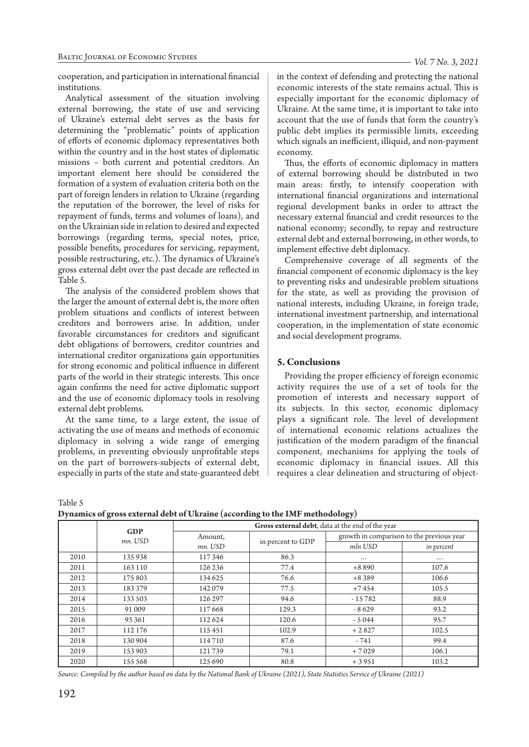cooperation, and participation in international financial institutions.

Analytical assessment of the situation involving external borrowing, the state of use and servicing of Ukraine's external debt serves as the basis for determining the "problematic" points of application of efforts of economic diplomacy representatives both within the country and in the host states of diplomatic missions – both current and potential creditors. An important element here should be considered the formation of a system of evaluation criteria both on the part of foreign lenders in relation to Ukraine (regarding the reputation of the borrower, the level of risks for repayment of funds, terms and volumes of loans), and on the Ukrainian side in relation to desired and expected borrowings (regarding terms, special notes, price, possible benefits, procedures for servicing, repayment, possible restructuring, etc.). The dynamics of Ukraine's gross external debt over the past decade are reflected in Table 5.

The analysis of the considered problem shows that the larger the amount of external debt is, the more often problem situations and conflicts of interest between creditors and borrowers arise. In addition, under favorable circumstances for creditors and significant debt obligations of borrowers, creditor countries and international creditor organizations gain opportunities for strong economic and political influence in different parts of the world in their strategic interests. This once again confirms the need for active diplomatic support and the use of economic diplomacy tools in resolving external debt problems.

At the same time, to a large extent, the issue of activating the use of means and methods of economic diplomacy in solving a wide range of emerging problems, in preventing obviously unprofitable steps on the part of borrowers-subjects of external debt, especially in parts of the state and state-guaranteed debt in the context of defending and protecting the national economic interests of the state remains actual. This is especially important for the economic diplomacy of Ukraine. At the same time, it is important to take into account that the use of funds that form the country's public debt implies its permissible limits, exceeding which signals an inefficient, illiquid, and non-payment economy.

Thus, the efforts of economic diplomacy in matters of external borrowing should be distributed in two main areas: firstly, to intensify cooperation with international financial organizations and international regional development banks in order to attract the necessary external financial and credit resources to the national economy; secondly, to repay and restructure external debt and external borrowing, in other words, to implement effective debt diplomacy.

Comprehensive coverage of all segments of the financial component of economic diplomacy is the key to preventing risks and undesirable problem situations for the state, as well as providing the provision of national interests, including Ukraine, in foreign trade, international investment partnership, and international cooperation, in the implementation of state economic and social development programs.

## 5. Conclusions

Providing the proper efficiency of foreign economic activity requires the use of a set of tools for the promotion of interests and necessary support of its subjects. In this sector, economic diplomacy plays a significant role. The level of development of international economic relations actualizes the justification of the modern paradigm of the financial component, mechanisms for applying the tools of economic diplomacy in financial issues. All this requires a clear delineation and structuring of object-

Table 5
**Dynamics of gross external debt of Ukraine (according to the IMF methodology)**

| | GDP *mn. USD* | **Gross external debt**, data at the end of the year | | | |
|---|---|---|---|---|---|
| | | Amount, *mn. USD* | in percent to GDP | growth in comparison to the previous year | |
| | | | | *mln USD* | *in percent* |
| 2010 | 135 938 | 117 346 | 86.3 | … | … |
| 2011 | 163 110 | 126 236 | 77.4 | +8 890 | 107.6 |
| 2012 | 175 803 | 134 625 | 76.6 | +8 389 | 106.6 |
| 2013 | 183 379 | 142 079 | 77.5 | +7 454 | 105.5 |
| 2014 | 133 503 | 126 297 | 94.6 | - 15 782 | 88.9 |
| 2015 | 91 009 | 117 668 | 129.3 | - 8 629 | 93.2 |
| 2016 | 93 361 | 112 624 | 120.6 | - 5 044 | 95.7 |
| 2017 | 112 176 | 115 451 | 102.9 | + 2 827 | 102.5 |
| 2018 | 130 904 | 114 710 | 87.6 | - 741 | 99.4 |
| 2019 | 153 903 | 121 739 | 79.1 | + 7 029 | 106.1 |
| 2020 | 155 568 | 125 690 | 80.8 | + 3 951 | 103.2 |

*Source: Compiled by the author based on data by the National Bank of Ukraine (2021), State Statistics Service of Ukraine (2021)*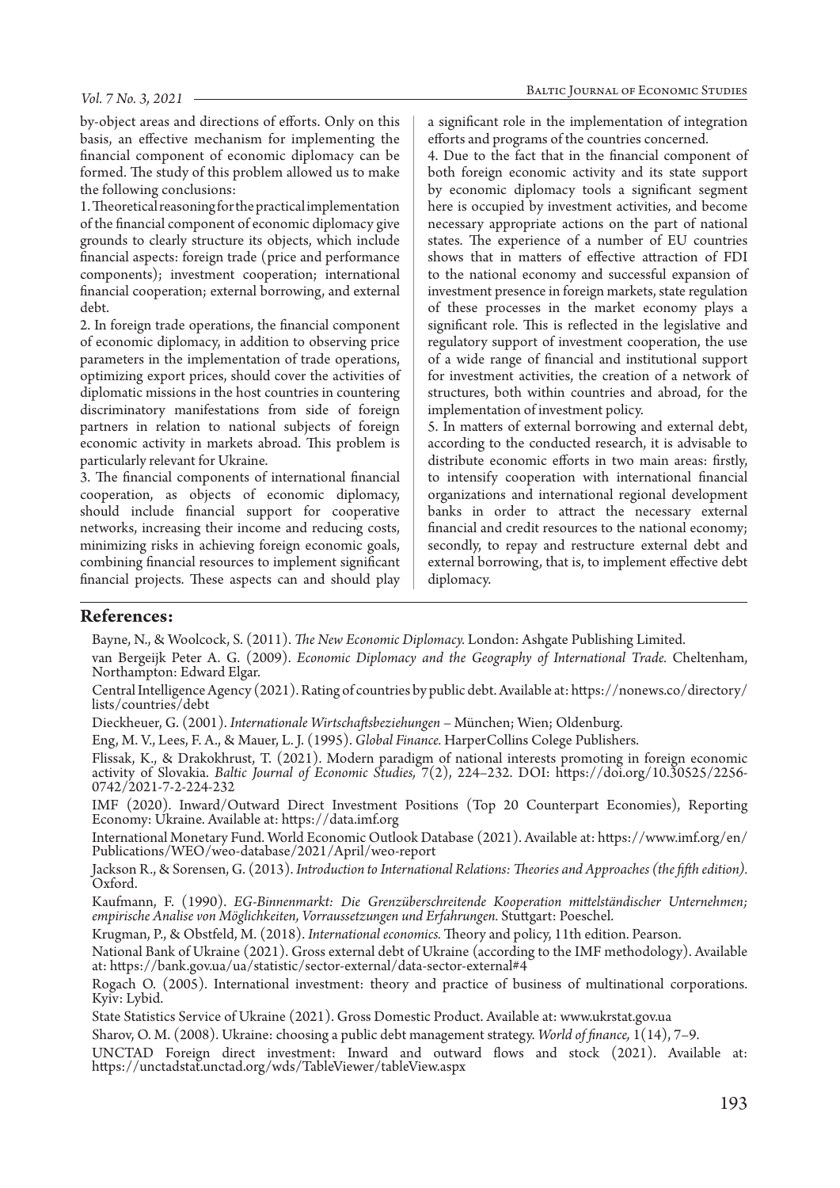by-object areas and directions of efforts. Only on this basis, an effective mechanism for implementing the financial component of economic diplomacy can be formed. The study of this problem allowed us to make the following conclusions:

1. Theoretical reasoning for the practical implementation of the financial component of economic diplomacy give grounds to clearly structure its objects, which include financial aspects: foreign trade (price and performance components); investment cooperation; international financial cooperation; external borrowing, and external debt.

2. In foreign trade operations, the financial component of economic diplomacy, in addition to observing price parameters in the implementation of trade operations, optimizing export prices, should cover the activities of diplomatic missions in the host countries in countering discriminatory manifestations from side of foreign partners in relation to national subjects of foreign economic activity in markets abroad. This problem is particularly relevant for Ukraine.

3. The financial components of international financial cooperation, as objects of economic diplomacy, should include financial support for cooperative networks, increasing their income and reducing costs, minimizing risks in achieving foreign economic goals, combining financial resources to implement significant financial projects. These aspects can and should play a significant role in the implementation of integration efforts and programs of the countries concerned.

4. Due to the fact that in the financial component of both foreign economic activity and its state support by economic diplomacy tools a significant segment here is occupied by investment activities, and become necessary appropriate actions on the part of national states. The experience of a number of EU countries shows that in matters of effective attraction of FDI to the national economy and successful expansion of investment presence in foreign markets, state regulation of these processes in the market economy plays a significant role. This is reflected in the legislative and regulatory support of investment cooperation, the use of a wide range of financial and institutional support for investment activities, the creation of a network of structures, both within countries and abroad, for the implementation of investment policy.

5. In matters of external borrowing and external debt, according to the conducted research, it is advisable to distribute economic efforts in two main areas: firstly, to intensify cooperation with international financial organizations and international regional development banks in order to attract the necessary external financial and credit resources to the national economy; secondly, to repay and restructure external debt and external borrowing, that is, to implement effective debt diplomacy.

## References:

Bayne, N., & Woolcock, S. (2011). *The New Economic Diplomacy.* London: Ashgate Publishing Limited.

van Bergeijk Peter A. G. (2009). *Economic Diplomacy and the Geography of International Trade.* Cheltenham, Northampton: Edward Elgar.

Central Intelligence Agency (2021). Rating of countries by public debt. Available at: https://nonews.co/directory/lists/countries/debt

Dieckheuer, G. (2001). *Internationale Wirtschaftsbeziehungen* – München; Wien; Oldenburg.

Eng, M. V., Lees, F. A., & Mauer, L. J. (1995). *Global Finance.* HarperCollins Colege Publishers.

Flissak, K., & Drakokhrust, T. (2021). Modern paradigm of national interests promoting in foreign economic activity of Slovakia. *Baltic Journal of Economic Studies,* 7(2), 224–232. DOI: https://doi.org/10.30525/2256-0742/2021-7-2-224-232

IMF (2020). Inward/Outward Direct Investment Positions (Top 20 Counterpart Economies), Reporting Economy: Ukraine. Available at: https://data.imf.org

International Monetary Fund. World Economic Outlook Database (2021). Available at: https://www.imf.org/en/Publications/WEO/weo-database/2021/April/weo-report

Jackson R., & Sorensen, G. (2013). *Introduction to International Relations: Theories and Approaches (the fifth edition).* Oxford.

Kaufmann, F. (1990). *EG-Binnenmarkt: Die Grenzüberschreitende Kooperation mittelständischer Unternehmen; empirische Analise von Möglichkeiten, Vorraussetzungen und Erfahrungen.* Stuttgart: Poeschel.

Krugman, P., & Obstfeld, M. (2018). *International economics.* Theory and policy, 11th edition. Pearson.

National Bank of Ukraine (2021). Gross external debt of Ukraine (according to the IMF methodology). Available at: https://bank.gov.ua/ua/statistic/sector-external/data-sector-external#4

Rogach O. (2005). International investment: theory and practice of business of multinational corporations. Kyiv: Lybid.

State Statistics Service of Ukraine (2021). Gross Domestic Product. Available at: www.ukrstat.gov.ua

Sharov, O. M. (2008). Ukraine: choosing a public debt management strategy. *World of finance,* 1(14), 7–9.

UNCTAD Foreign direct investment: Inward and outward flows and stock (2021). Available at: https://unctadstat.unctad.org/wds/TableViewer/tableView.aspx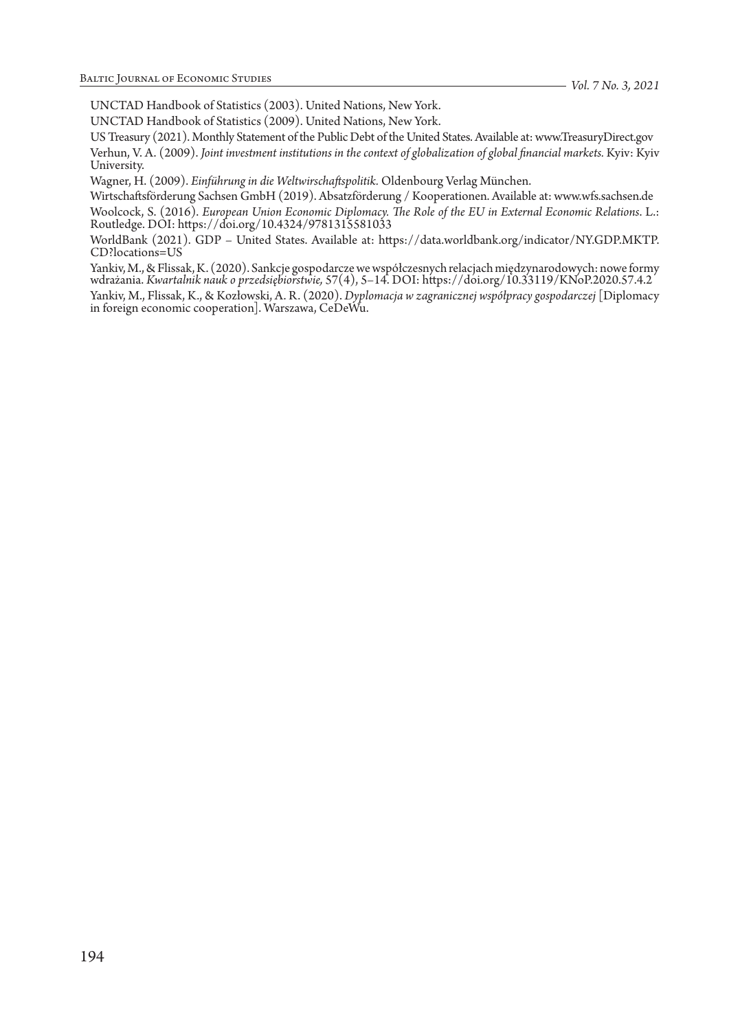UNCTAD Handbook of Statistics (2003). United Nations, New York.

UNCTAD Handbook of Statistics (2009). United Nations, New York.

US Treasury (2021). Monthly Statement of the Public Debt of the United States. Available at: www.TreasuryDirect.gov

Verhun, V. A. (2009). *Joint investment institutions in the context of globalization of global financial markets.* Kyiv: Kyiv University.

Wagner, H. (2009). *Einführung in die Weltwirschaftspolitik.* Oldenbourg Verlag München.

Wirtschaftsförderung Sachsen GmbH (2019). Absatzförderung / Kooperationen. Available at: www.wfs.sachsen.de

Woolcock, S. (2016). *European Union Economic Diplomacy. The Role of the EU in External Economic Relations.* L.: Routledge. DOI: https://doi.org/10.4324/9781315581033

WorldBank (2021). GDP – United States. Available at: https://data.worldbank.org/indicator/NY.GDP.MKTP.CD?locations=US

Yankiv, M., & Flissak, K. (2020). Sankcje gospodarcze we współczesnych relacjach międzynarodowych: nowe formy wdrażania. *Kwartalnik nauk o przedsiębiorstwie,* 57(4), 5–14. DOI: https://doi.org/10.33119/KNoP.2020.57.4.2

Yankiv, M., Flissak, K., & Kozłowski, A. R. (2020). *Dyplomacja w zagranicznej współpracy gospodarczej* [Diplomacy in foreign economic cooperation]. Warszawa, CeDeWu.